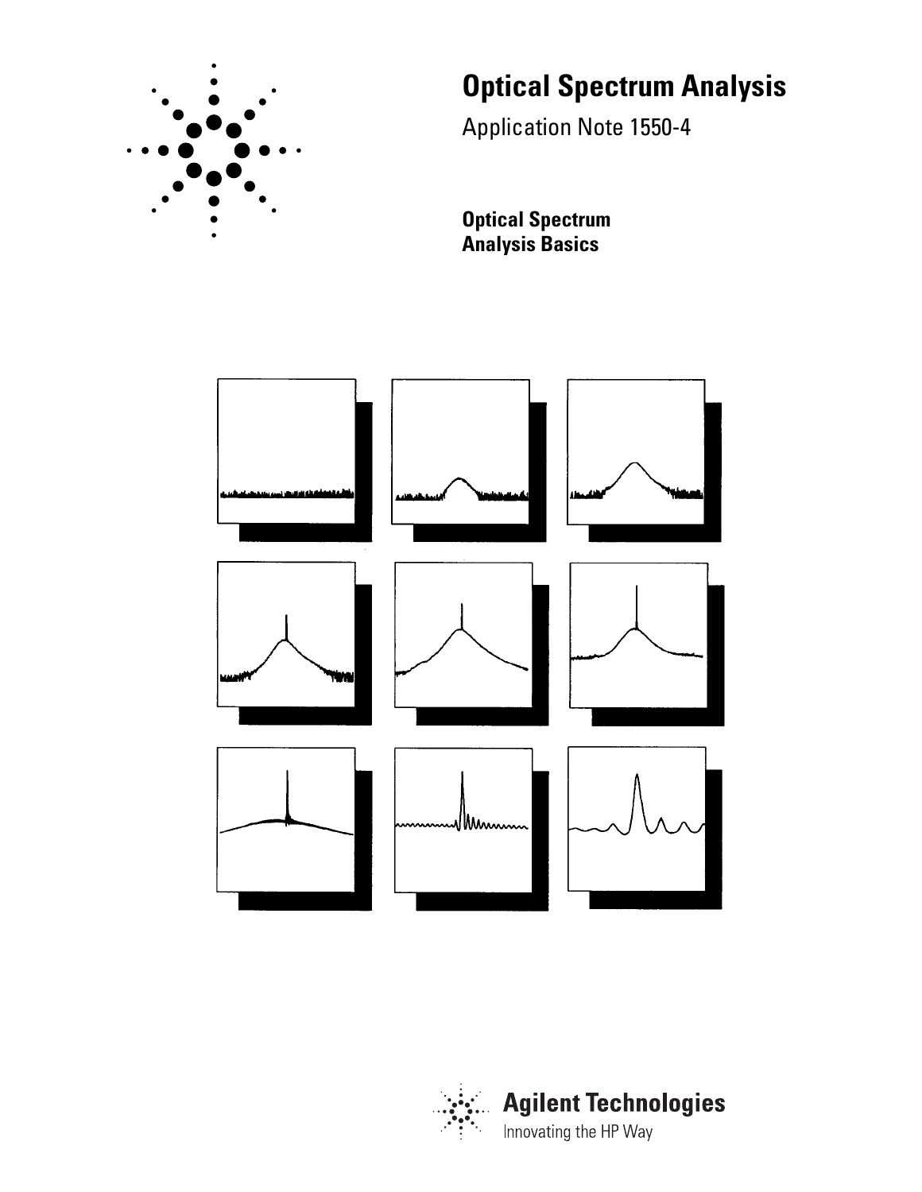# Optical Spectrum Analysis

Application Note 1550-4

**Optical Spectrum Analysis Basics**

**Agilent Technologies**

Innovating the HP Way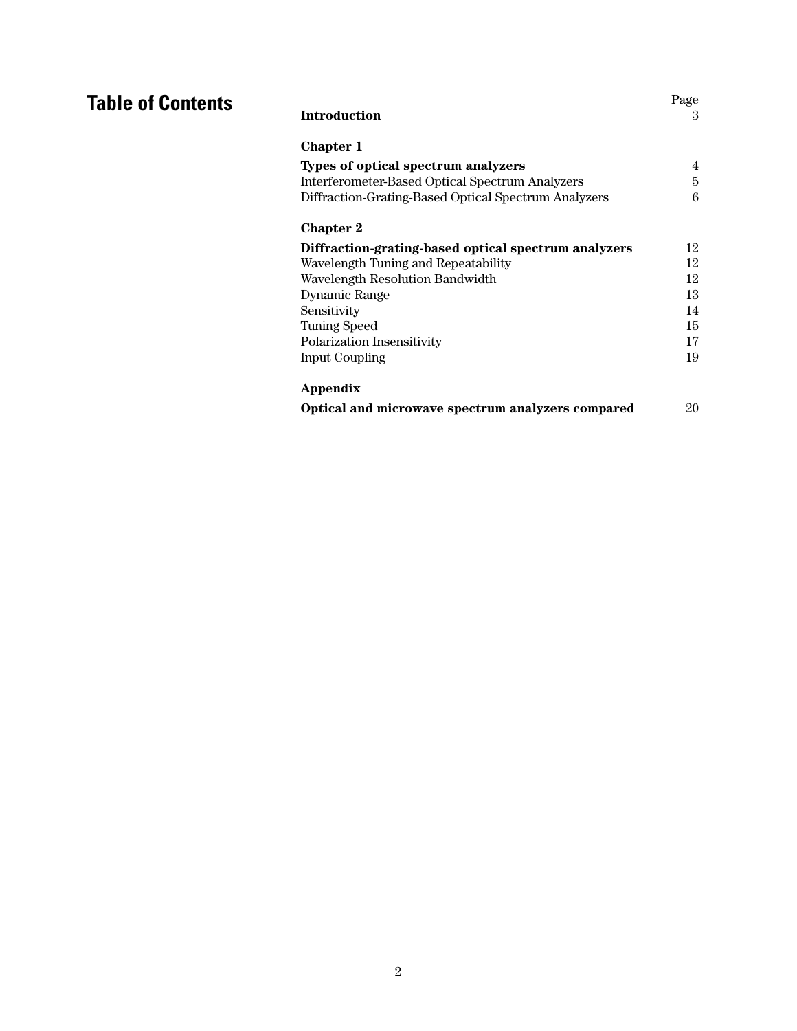# Table of Contents

| | Page |
|---|---|
| **Introduction** | 3 |
| **Chapter 1** | |
| **Types of optical spectrum analyzers** | 4 |
| Interferometer-Based Optical Spectrum Analyzers | 5 |
| Diffraction-Grating-Based Optical Spectrum Analyzers | 6 |
| **Chapter 2** | |
| **Diffraction-grating-based optical spectrum analyzers** | 12 |
| Wavelength Tuning and Repeatability | 12 |
| Wavelength Resolution Bandwidth | 12 |
| Dynamic Range | 13 |
| Sensitivity | 14 |
| Tuning Speed | 15 |
| Polarization Insensitivity | 17 |
| Input Coupling | 19 |
| **Appendix** | |
| **Optical and microwave spectrum analyzers compared** | 20 |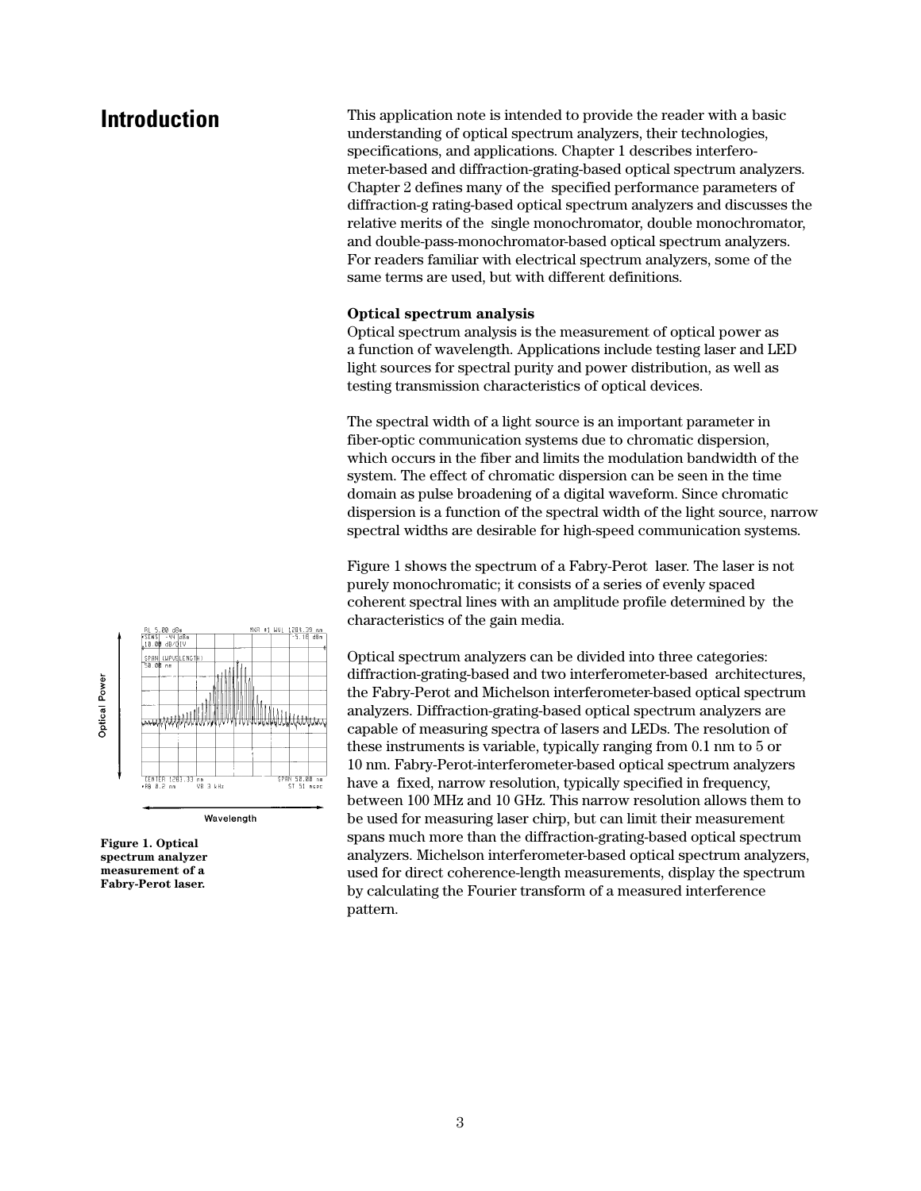# Introduction

This application note is intended to provide the reader with a basic understanding of optical spectrum analyzers, their technologies, specifications, and applications. Chapter 1 describes interferometer-based and diffraction-grating-based optical spectrum analyzers. Chapter 2 defines many of the specified performance parameters of diffraction-g rating-based optical spectrum analyzers and discusses the relative merits of the single monochromator, double monochromator, and double-pass-monochromator-based optical spectrum analyzers. For readers familiar with electrical spectrum analyzers, some of the same terms are used, but with different definitions.

**Optical spectrum analysis**

Optical spectrum analysis is the measurement of optical power as a function of wavelength. Applications include testing laser and LED light sources for spectral purity and power distribution, as well as testing transmission characteristics of optical devices.

The spectral width of a light source is an important parameter in fiber-optic communication systems due to chromatic dispersion, which occurs in the fiber and limits the modulation bandwidth of the system. The effect of chromatic dispersion can be seen in the time domain as pulse broadening of a digital waveform. Since chromatic dispersion is a function of the spectral width of the light source, narrow spectral widths are desirable for high-speed communication systems.

Figure 1 shows the spectrum of a Fabry-Perot laser. The laser is not purely monochromatic; it consists of a series of evenly spaced coherent spectral lines with an amplitude profile determined by the characteristics of the gain media.

**Figure 1. Optical spectrum analyzer measurement of a Fabry-Perot laser.**

Optical spectrum analyzers can be divided into three categories: diffraction-grating-based and two interferometer-based architectures, the Fabry-Perot and Michelson interferometer-based optical spectrum analyzers. Diffraction-grating-based optical spectrum analyzers are capable of measuring spectra of lasers and LEDs. The resolution of these instruments is variable, typically ranging from 0.1 nm to 5 or 10 nm. Fabry-Perot-interferometer-based optical spectrum analyzers have a fixed, narrow resolution, typically specified in frequency, between 100 MHz and 10 GHz. This narrow resolution allows them to be used for measuring laser chirp, but can limit their measurement spans much more than the diffraction-grating-based optical spectrum analyzers. Michelson interferometer-based optical spectrum analyzers, used for direct coherence-length measurements, display the spectrum by calculating the Fourier transform of a measured interference pattern.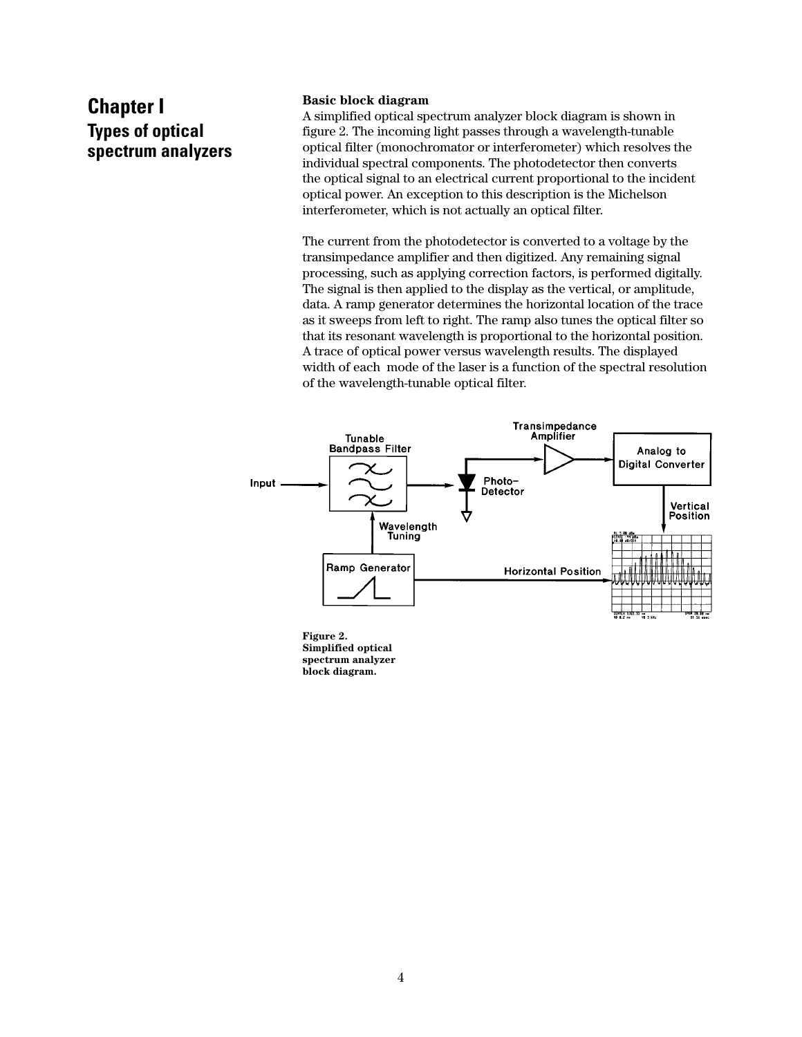# Chapter I
## Types of optical spectrum analyzers

### Basic block diagram

A simplified optical spectrum analyzer block diagram is shown in figure 2. The incoming light passes through a wavelength-tunable optical filter (monochromator or interferometer) which resolves the individual spectral components. The photodetector then converts the optical signal to an electrical current proportional to the incident optical power. An exception to this description is the Michelson interferometer, which is not actually an optical filter.

The current from the photodetector is converted to a voltage by the transimpedance amplifier and then digitized. Any remaining signal processing, such as applying correction factors, is performed digitally. The signal is then applied to the display as the vertical, or amplitude, data. A ramp generator determines the horizontal location of the trace as it sweeps from left to right. The ramp also tunes the optical filter so that its resonant wavelength is proportional to the horizontal position. A trace of optical power versus wavelength results. The displayed width of each mode of the laser is a function of the spectral resolution of the wavelength-tunable optical filter.

**Figure 2. Simplified optical spectrum analyzer block diagram.**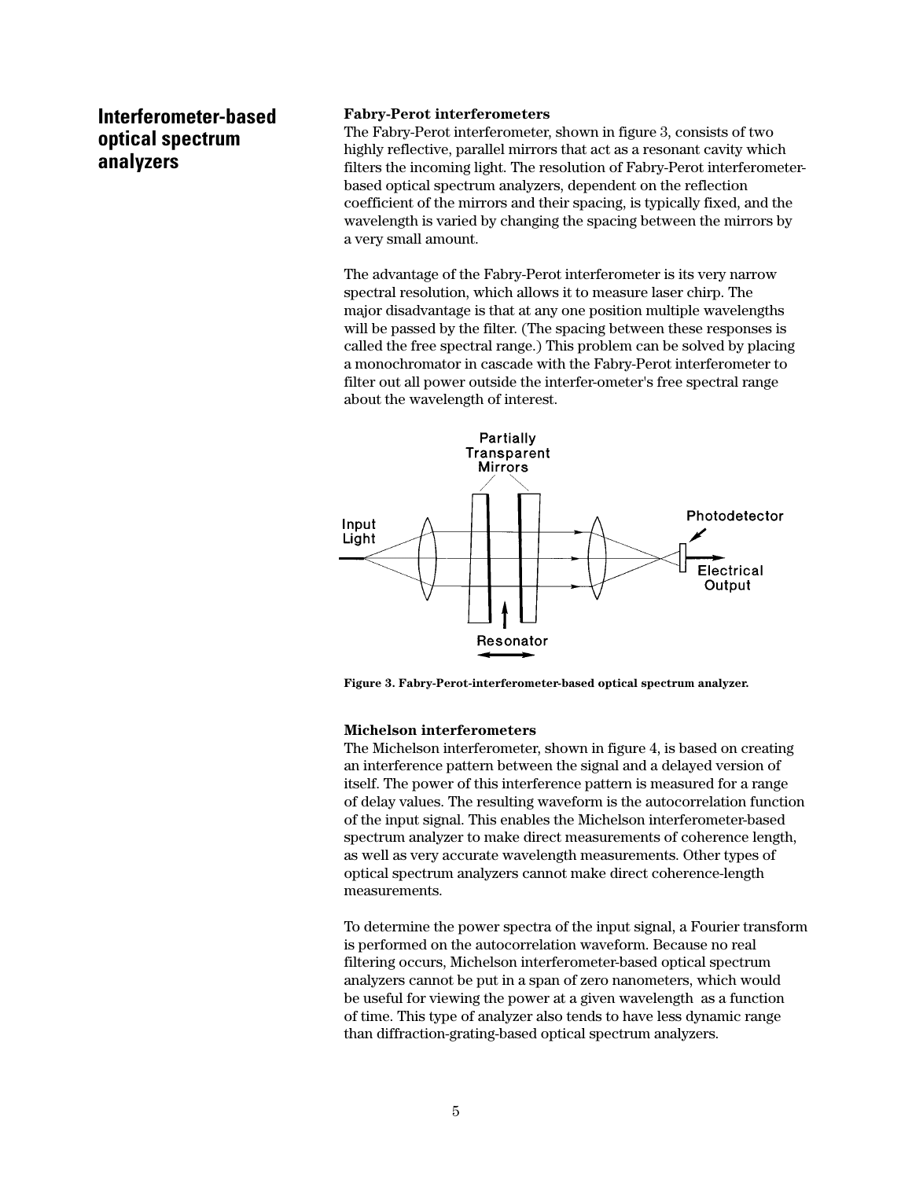## Interferometer-based optical spectrum analyzers

**Fabry-Perot interferometers**

The Fabry-Perot interferometer, shown in figure 3, consists of two highly reflective, parallel mirrors that act as a resonant cavity which filters the incoming light. The resolution of Fabry-Perot interferometer-based optical spectrum analyzers, dependent on the reflection coefficient of the mirrors and their spacing, is typically fixed, and the wavelength is varied by changing the spacing between the mirrors by a very small amount.

The advantage of the Fabry-Perot interferometer is its very narrow spectral resolution, which allows it to measure laser chirp. The major disadvantage is that at any one position multiple wavelengths will be passed by the filter. (The spacing between these responses is called the free spectral range.) This problem can be solved by placing a monochromator in cascade with the Fabry-Perot interferometer to filter out all power outside the interfer-ometer's free spectral range about the wavelength of interest.

**Figure 3. Fabry-Perot-interferometer-based optical spectrum analyzer.**

**Michelson interferometers**

The Michelson interferometer, shown in figure 4, is based on creating an interference pattern between the signal and a delayed version of itself. The power of this interference pattern is measured for a range of delay values. The resulting waveform is the autocorrelation function of the input signal. This enables the Michelson interferometer-based spectrum analyzer to make direct measurements of coherence length, as well as very accurate wavelength measurements. Other types of optical spectrum analyzers cannot make direct coherence-length measurements.

To determine the power spectra of the input signal, a Fourier transform is performed on the autocorrelation waveform. Because no real filtering occurs, Michelson interferometer-based optical spectrum analyzers cannot be put in a span of zero nanometers, which would be useful for viewing the power at a given wavelength as a function of time. This type of analyzer also tends to have less dynamic range than diffraction-grating-based optical spectrum analyzers.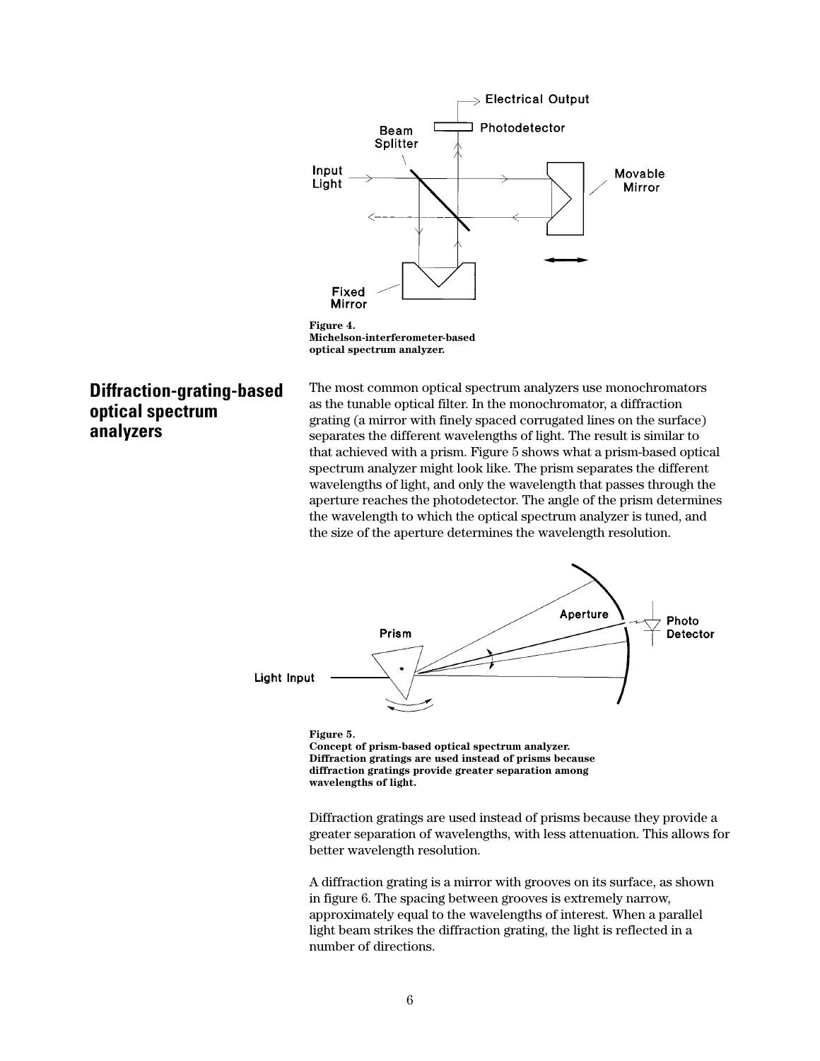Figure 4.
Michelson-interferometer-based optical spectrum analyzer.

## Diffraction-grating-based optical spectrum analyzers

The most common optical spectrum analyzers use monochromators as the tunable optical filter. In the monochromator, a diffraction grating (a mirror with finely spaced corrugated lines on the surface) separates the different wavelengths of light. The result is similar to that achieved with a prism. Figure 5 shows what a prism-based optical spectrum analyzer might look like. The prism separates the different wavelengths of light, and only the wavelength that passes through the aperture reaches the photodetector. The angle of the prism determines the wavelength to which the optical spectrum analyzer is tuned, and the size of the aperture determines the wavelength resolution.

Figure 5.
Concept of prism-based optical spectrum analyzer. Diffraction gratings are used instead of prisms because diffraction gratings provide greater separation among wavelengths of light.

Diffraction gratings are used instead of prisms because they provide a greater separation of wavelengths, with less attenuation. This allows for better wavelength resolution.

A diffraction grating is a mirror with grooves on its surface, as shown in figure 6. The spacing between grooves is extremely narrow, approximately equal to the wavelengths of interest. When a parallel light beam strikes the diffraction grating, the light is reflected in a number of directions.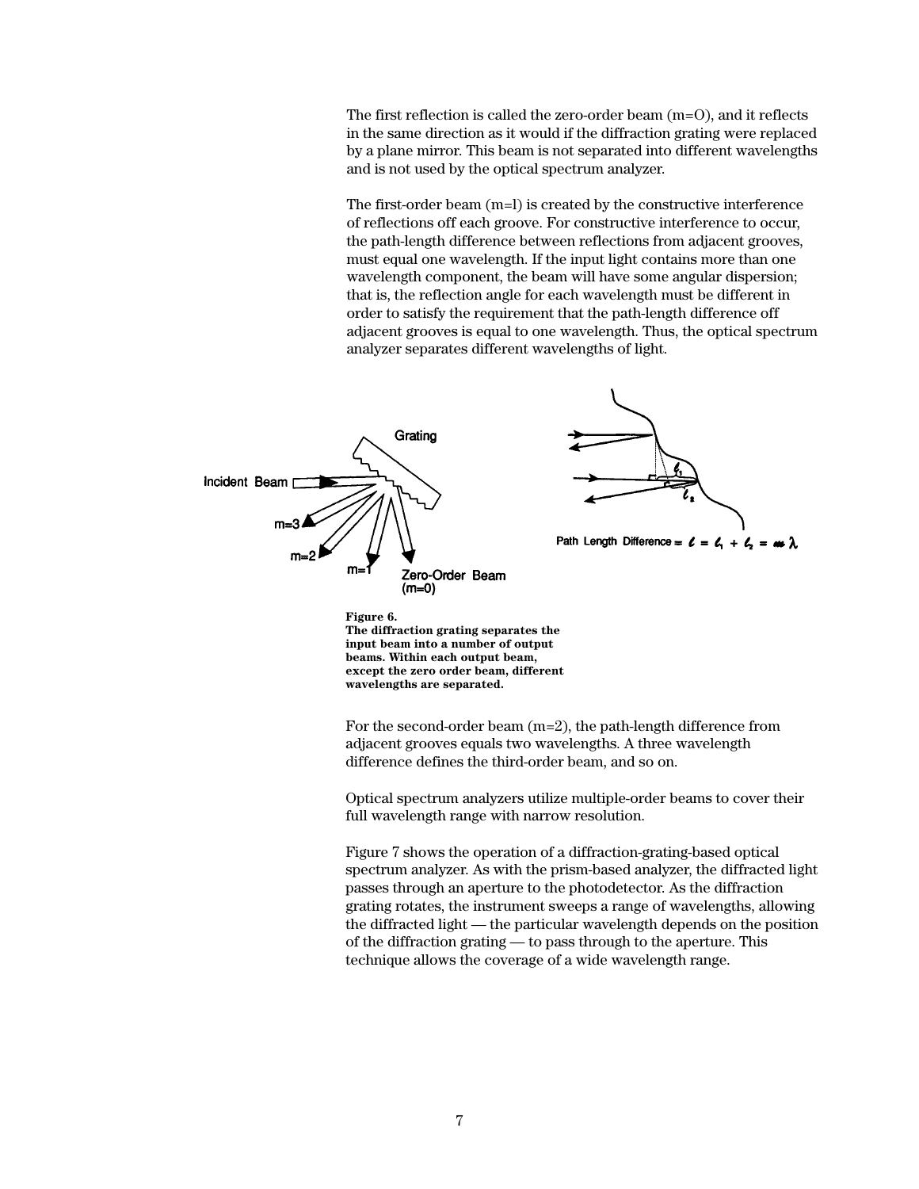The first reflection is called the zero-order beam (m=O), and it reflects in the same direction as it would if the diffraction grating were replaced by a plane mirror. This beam is not separated into different wavelengths and is not used by the optical spectrum analyzer.

The first-order beam (m=l) is created by the constructive interference of reflections off each groove. For constructive interference to occur, the path-length difference between reflections from adjacent grooves, must equal one wavelength. If the input light contains more than one wavelength component, the beam will have some angular dispersion; that is, the reflection angle for each wavelength must be different in order to satisfy the requirement that the path-length difference off adjacent grooves is equal to one wavelength. Thus, the optical spectrum analyzer separates different wavelengths of light.

Path Length Difference $= \ell = \ell_1 + \ell_2 = m\lambda$

**Figure 6.**
**The diffraction grating separates the input beam into a number of output beams. Within each output beam, except the zero order beam, different wavelengths are separated.**

For the second-order beam (m=2), the path-length difference from adjacent grooves equals two wavelengths. A three wavelength difference defines the third-order beam, and so on.

Optical spectrum analyzers utilize multiple-order beams to cover their full wavelength range with narrow resolution.

Figure 7 shows the operation of a diffraction-grating-based optical spectrum analyzer. As with the prism-based analyzer, the diffracted light passes through an aperture to the photodetector. As the diffraction grating rotates, the instrument sweeps a range of wavelengths, allowing the diffracted light — the particular wavelength depends on the position of the diffraction grating — to pass through to the aperture. This technique allows the coverage of a wide wavelength range.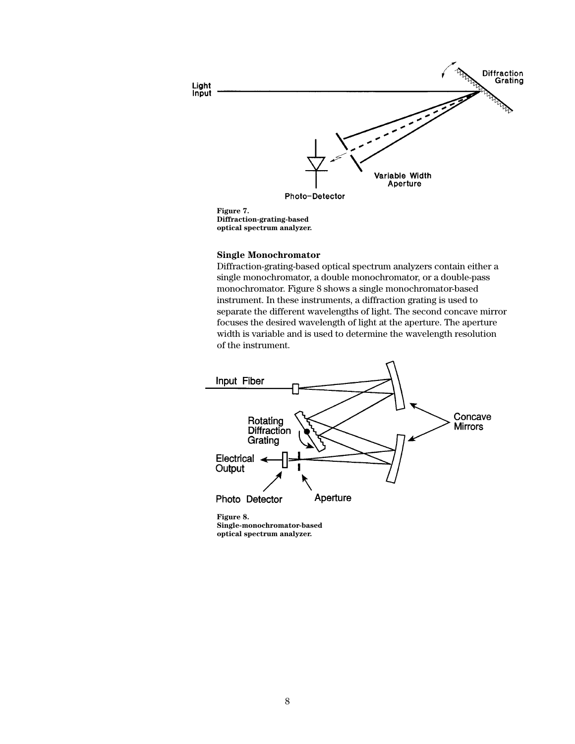**Figure 7.**
**Diffraction-grating-based optical spectrum analyzer.**

### Single Monochromator

Diffraction-grating-based optical spectrum analyzers contain either a single monochromator, a double monochromator, or a double-pass monochromator. Figure 8 shows a single monochromator-based instrument. In these instruments, a diffraction grating is used to separate the different wavelengths of light. The second concave mirror focuses the desired wavelength of light at the aperture. The aperture width is variable and is used to determine the wavelength resolution of the instrument.

**Figure 8.**
**Single-monochromator-based optical spectrum analyzer.**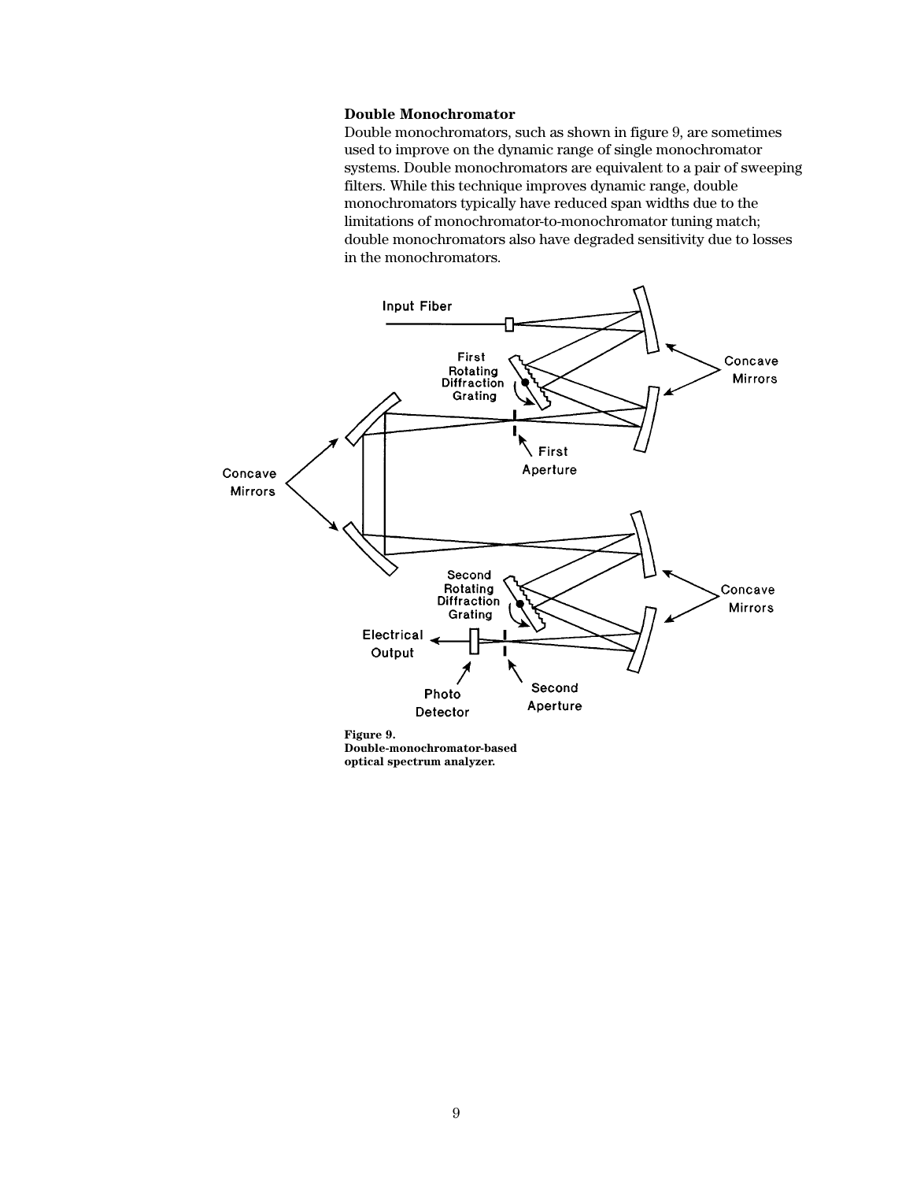### Double Monochromator

Double monochromators, such as shown in figure 9, are sometimes used to improve on the dynamic range of single monochromator systems. Double monochromators are equivalent to a pair of sweeping filters. While this technique improves dynamic range, double monochromators typically have reduced span widths due to the limitations of monochromator-to-monochromator tuning match; double monochromators also have degraded sensitivity due to losses in the monochromators.

**Figure 9.**
**Double-monochromator-based optical spectrum analyzer.**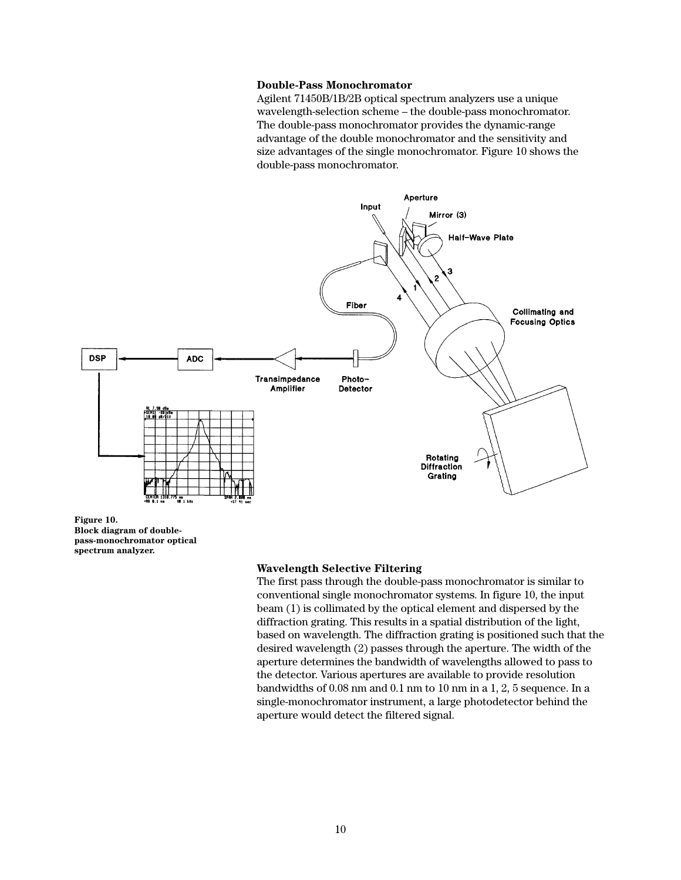### Double-Pass Monochromator

Agilent 71450B/1B/2B optical spectrum analyzers use a unique wavelength-selection scheme – the double-pass monochromator. The double-pass monochromator provides the dynamic-range advantage of the double monochromator and the sensitivity and size advantages of the single monochromator. Figure 10 shows the double-pass monochromator.

**Figure 10. Block diagram of double-pass-monochromator optical spectrum analyzer.**

### Wavelength Selective Filtering

The first pass through the double-pass monochromator is similar to conventional single monochromator systems. In figure 10, the input beam (1) is collimated by the optical element and dispersed by the diffraction grating. This results in a spatial distribution of the light, based on wavelength. The diffraction grating is positioned such that the desired wavelength (2) passes through the aperture. The width of the aperture determines the bandwidth of wavelengths allowed to pass to the detector. Various apertures are available to provide resolution bandwidths of 0.08 nm and 0.1 nm to 10 nm in a 1, 2, 5 sequence. In a single-monochromator instrument, a large photodetector behind the aperture would detect the filtered signal.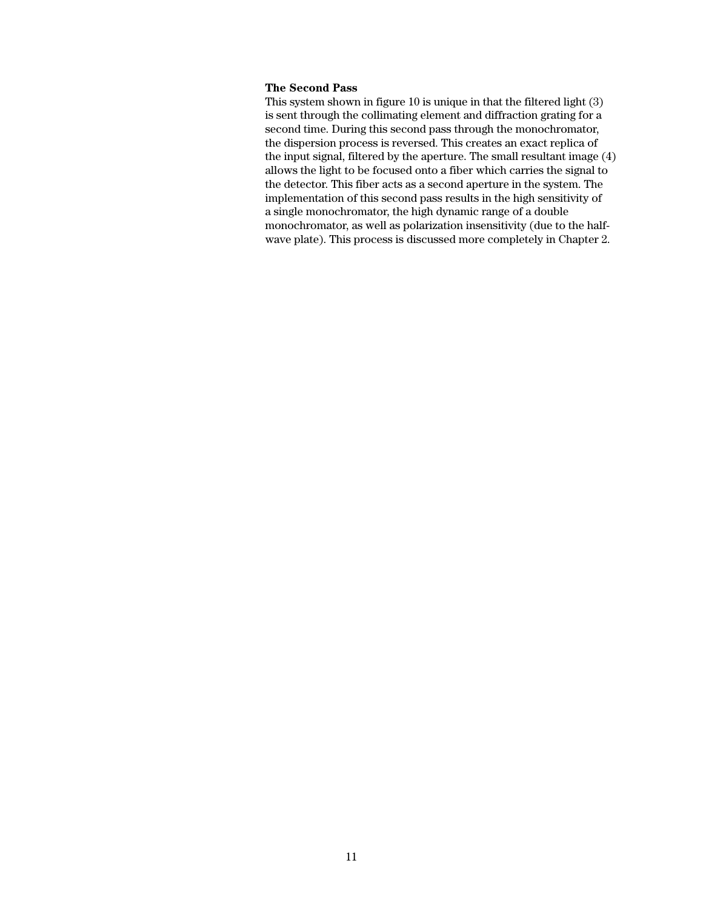### The Second Pass

This system shown in figure 10 is unique in that the filtered light (3) is sent through the collimating element and diffraction grating for a second time. During this second pass through the monochromator, the dispersion process is reversed. This creates an exact replica of the input signal, filtered by the aperture. The small resultant image (4) allows the light to be focused onto a fiber which carries the signal to the detector. This fiber acts as a second aperture in the system. The implementation of this second pass results in the high sensitivity of a single monochromator, the high dynamic range of a double monochromator, as well as polarization insensitivity (due to the half-wave plate). This process is discussed more completely in Chapter 2.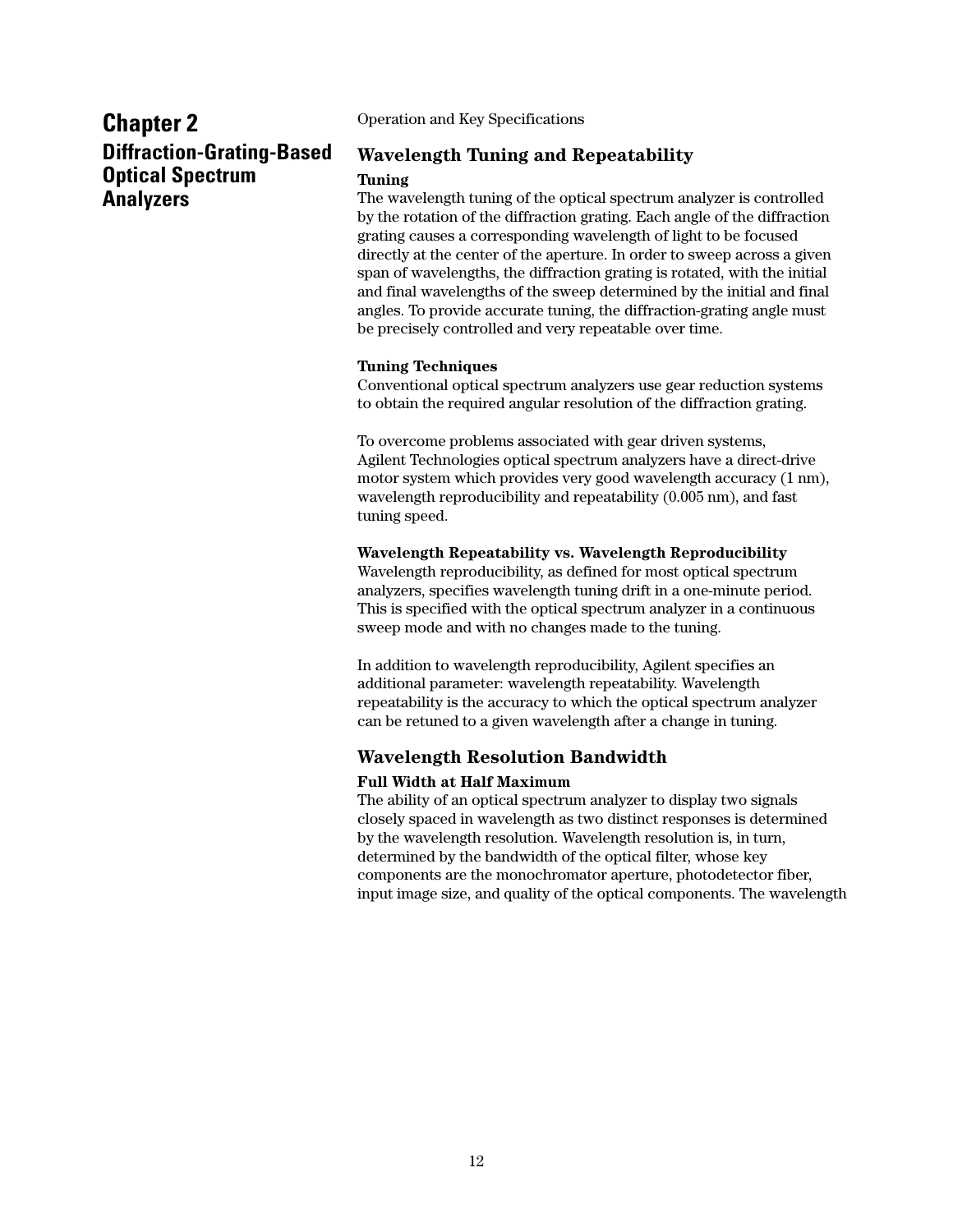## Chapter 2
## Diffraction-Grating-Based Optical Spectrum Analyzers

Operation and Key Specifications

### Wavelength Tuning and Repeatability

**Tuning**

The wavelength tuning of the optical spectrum analyzer is controlled by the rotation of the diffraction grating. Each angle of the diffraction grating causes a corresponding wavelength of light to be focused directly at the center of the aperture. In order to sweep across a given span of wavelengths, the diffraction grating is rotated, with the initial and final wavelengths of the sweep determined by the initial and final angles. To provide accurate tuning, the diffraction-grating angle must be precisely controlled and very repeatable over time.

**Tuning Techniques**

Conventional optical spectrum analyzers use gear reduction systems to obtain the required angular resolution of the diffraction grating.

To overcome problems associated with gear driven systems, Agilent Technologies optical spectrum analyzers have a direct-drive motor system which provides very good wavelength accuracy (1 nm), wavelength reproducibility and repeatability (0.005 nm), and fast tuning speed.

**Wavelength Repeatability vs. Wavelength Reproducibility**

Wavelength reproducibility, as defined for most optical spectrum analyzers, specifies wavelength tuning drift in a one-minute period. This is specified with the optical spectrum analyzer in a continuous sweep mode and with no changes made to the tuning.

In addition to wavelength reproducibility, Agilent specifies an additional parameter: wavelength repeatability. Wavelength repeatability is the accuracy to which the optical spectrum analyzer can be retuned to a given wavelength after a change in tuning.

### Wavelength Resolution Bandwidth

**Full Width at Half Maximum**

The ability of an optical spectrum analyzer to display two signals closely spaced in wavelength as two distinct responses is determined by the wavelength resolution. Wavelength resolution is, in turn, determined by the bandwidth of the optical filter, whose key components are the monochromator aperture, photodetector fiber, input image size, and quality of the optical components. The wavelength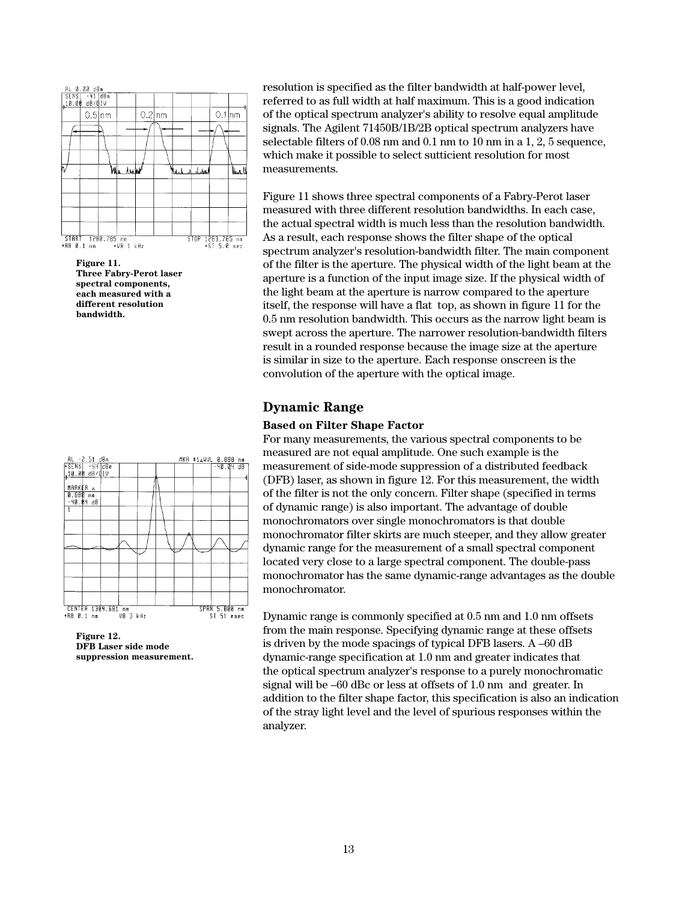resolution is specified as the filter bandwidth at half-power level, referred to as full width at half maximum. This is a good indication of the optical spectrum analyzer's ability to resolve equal amplitude signals. The Agilent 71450B/1B/2B optical spectrum analyzers have selectable filters of 0.08 nm and 0.1 nm to 10 nm in a 1, 2, 5 sequence, which make it possible to select sutticient resolution for most measurements.

Figure 11 shows three spectral components of a Fabry-Perot laser measured with three different resolution bandwidths. In each case, the actual spectral width is much less than the resolution bandwidth. As a result, each response shows the filter shape of the optical spectrum analyzer's resolution-bandwidth filter. The main component of the filter is the aperture. The physical width of the light beam at the aperture is a function of the input image size. If the physical width of the light beam at the aperture is narrow compared to the aperture itself, the response will have a flat top, as shown in figure 11 for the 0.5 nm resolution bandwidth. This occurs as the narrow light beam is swept across the aperture. The narrower resolution-bandwidth filters result in a rounded response because the image size at the aperture is similar in size to the aperture. Each response onscreen is the convolution of the aperture with the optical image.

**Figure 11.**
**Three Fabry-Perot laser spectral components, each measured with a different resolution bandwidth.**

## Dynamic Range

### Based on Filter Shape Factor

For many measurements, the various spectral components to be measured are not equal amplitude. One such example is the measurement of side-mode suppression of a distributed feedback (DFB) laser, as shown in figure 12. For this measurement, the width of the filter is not the only concern. Filter shape (specified in terms of dynamic range) is also important. The advantage of double monochromators over single monochromators is that double monochromator filter skirts are much steeper, and they allow greater dynamic range for the measurement of a small spectral component located very close to a large spectral component. The double-pass monochromator has the same dynamic-range advantages as the double monochromator.

Dynamic range is commonly specified at 0.5 nm and 1.0 nm offsets from the main response. Specifying dynamic range at these offsets is driven by the mode spacings of typical DFB lasers. A –60 dB dynamic-range specification at 1.0 nm and greater indicates that the optical spectrum analyzer's response to a purely monochromatic signal will be –60 dBc or less at offsets of 1.0 nm and greater. In addition to the filter shape factor, this specification is also an indication of the stray light level and the level of spurious responses within the analyzer.

**Figure 12.**
**DFB Laser side mode suppression measurement.**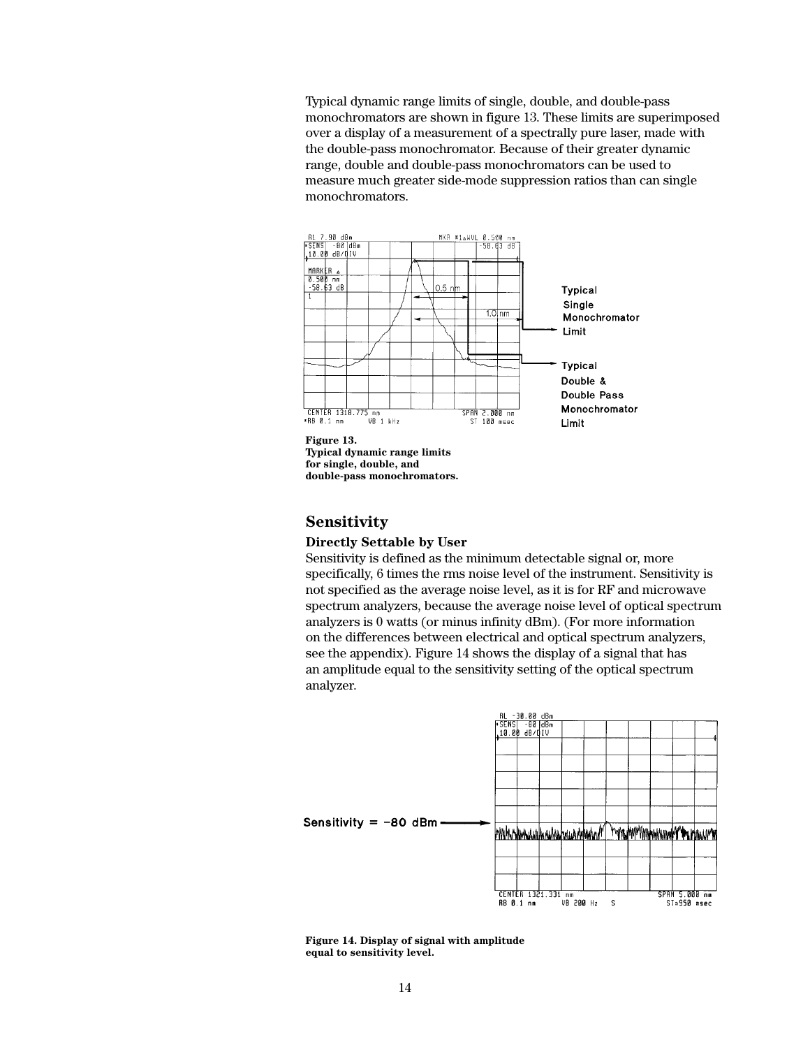Typical dynamic range limits of single, double, and double-pass monochromators are shown in figure 13. These limits are superimposed over a display of a measurement of a spectrally pure laser, made with the double-pass monochromator. Because of their greater dynamic range, double and double-pass monochromators can be used to measure much greater side-mode suppression ratios than can single monochromators.

**Figure 13.**
**Typical dynamic range limits for single, double, and double-pass monochromators.**

## Sensitivity

### Directly Settable by User

Sensitivity is defined as the minimum detectable signal or, more specifically, 6 times the rms noise level of the instrument. Sensitivity is not specified as the average noise level, as it is for RF and microwave spectrum analyzers, because the average noise level of optical spectrum analyzers is 0 watts (or minus infinity dBm). (For more information on the differences between electrical and optical spectrum analyzers, see the appendix). Figure 14 shows the display of a signal that has an amplitude equal to the sensitivity setting of the optical spectrum analyzer.

**Figure 14. Display of signal with amplitude equal to sensitivity level.**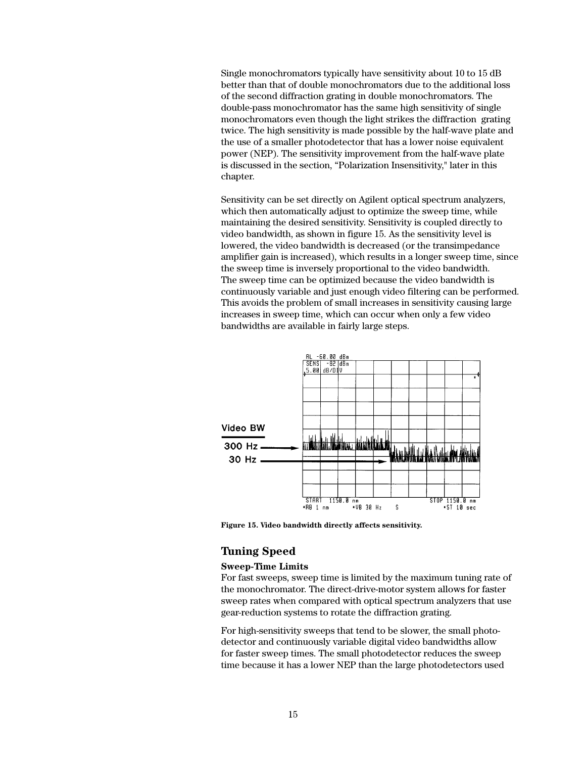Single monochromators typically have sensitivity about 10 to 15 dB better than that of double monochromators due to the additional loss of the second diffraction grating in double monochromators. The double-pass monochromator has the same high sensitivity of single monochromators even though the light strikes the diffraction grating twice. The high sensitivity is made possible by the half-wave plate and the use of a smaller photodetector that has a lower noise equivalent power (NEP). The sensitivity improvement from the half-wave plate is discussed in the section, “Polarization Insensitivity," later in this chapter.

Sensitivity can be set directly on Agilent optical spectrum analyzers, which then automatically adjust to optimize the sweep time, while maintaining the desired sensitivity. Sensitivity is coupled directly to video bandwidth, as shown in figure 15. As the sensitivity level is lowered, the video bandwidth is decreased (or the transimpedance amplifier gain is increased), which results in a longer sweep time, since the sweep time is inversely proportional to the video bandwidth. The sweep time can be optimized because the video bandwidth is continuously variable and just enough video filtering can be performed. This avoids the problem of small increases in sensitivity causing large increases in sweep time, which can occur when only a few video bandwidths are available in fairly large steps.

**Figure 15. Video bandwidth directly affects sensitivity.**

## Tuning Speed

**Sweep-Time Limits**

For fast sweeps, sweep time is limited by the maximum tuning rate of the monochromator. The direct-drive-motor system allows for faster sweep rates when compared with optical spectrum analyzers that use gear-reduction systems to rotate the diffraction grating.

For high-sensitivity sweeps that tend to be slower, the small photodetector and continuously variable digital video bandwidths allow for faster sweep times. The small photodetector reduces the sweep time because it has a lower NEP than the large photodetectors used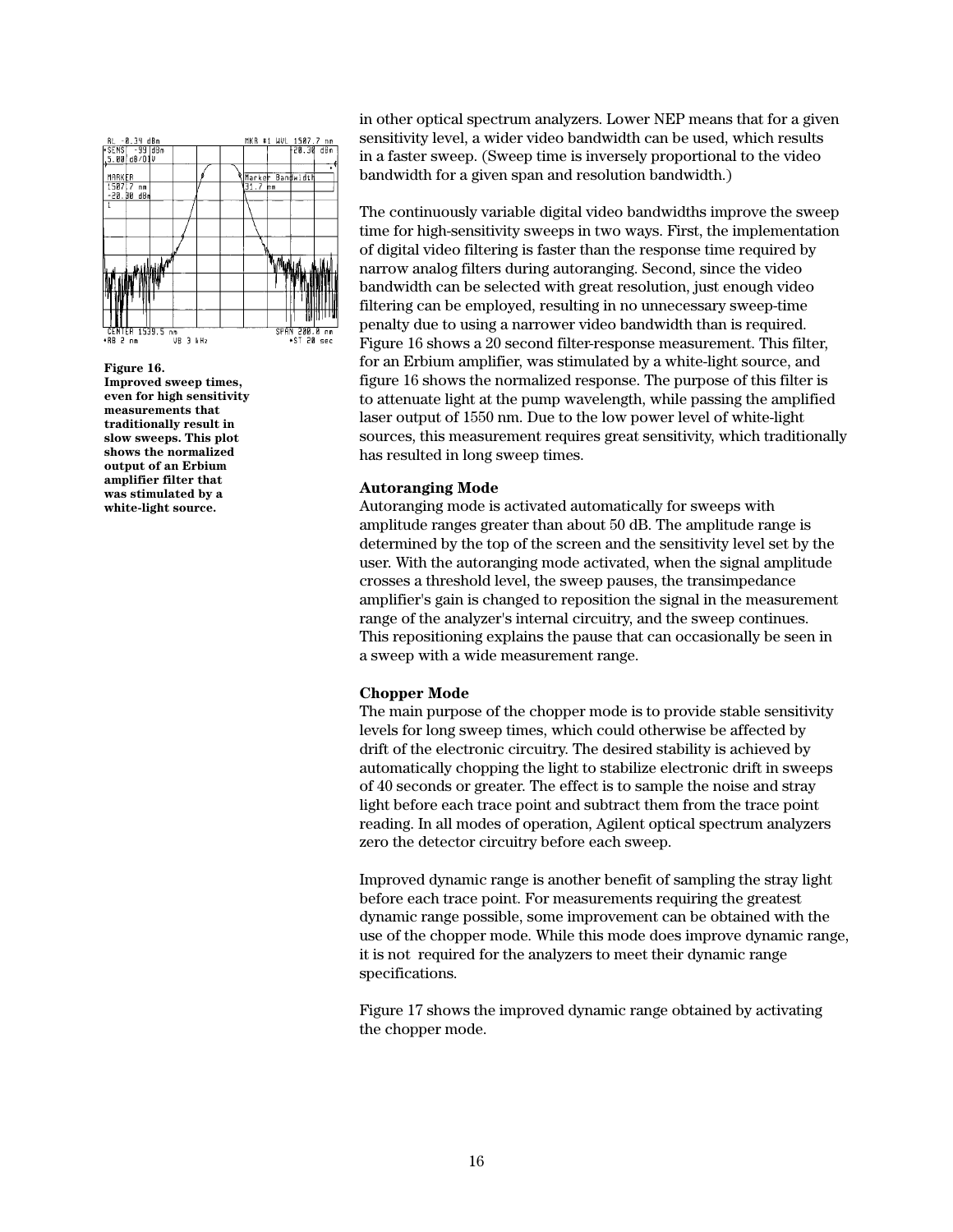in other optical spectrum analyzers. Lower NEP means that for a given sensitivity level, a wider video bandwidth can be used, which results in a faster sweep. (Sweep time is inversely proportional to the video bandwidth for a given span and resolution bandwidth.)

The continuously variable digital video bandwidths improve the sweep time for high-sensitivity sweeps in two ways. First, the implementation of digital video filtering is faster than the response time required by narrow analog filters during autoranging. Second, since the video bandwidth can be selected with great resolution, just enough video filtering can be employed, resulting in no unnecessary sweep-time penalty due to using a narrower video bandwidth than is required. Figure 16 shows a 20 second filter-response measurement. This filter, for an Erbium amplifier, was stimulated by a white-light source, and figure 16 shows the normalized response. The purpose of this filter is to attenuate light at the pump wavelength, while passing the amplified laser output of 1550 nm. Due to the low power level of white-light sources, this measurement requires great sensitivity, which traditionally has resulted in long sweep times.

**Figure 16.**
**Improved sweep times, even for high sensitivity measurements that traditionally result in slow sweeps. This plot shows the normalized output of an Erbium amplifier filter that was stimulated by a white-light source.**

### Autoranging Mode

Autoranging mode is activated automatically for sweeps with amplitude ranges greater than about 50 dB. The amplitude range is determined by the top of the screen and the sensitivity level set by the user. With the autoranging mode activated, when the signal amplitude crosses a threshold level, the sweep pauses, the transimpedance amplifier's gain is changed to reposition the signal in the measurement range of the analyzer's internal circuitry, and the sweep continues. This repositioning explains the pause that can occasionally be seen in a sweep with a wide measurement range.

### Chopper Mode

The main purpose of the chopper mode is to provide stable sensitivity levels for long sweep times, which could otherwise be affected by drift of the electronic circuitry. The desired stability is achieved by automatically chopping the light to stabilize electronic drift in sweeps of 40 seconds or greater. The effect is to sample the noise and stray light before each trace point and subtract them from the trace point reading. In all modes of operation, Agilent optical spectrum analyzers zero the detector circuitry before each sweep.

Improved dynamic range is another benefit of sampling the stray light before each trace point. For measurements requiring the greatest dynamic range possible, some improvement can be obtained with the use of the chopper mode. While this mode does improve dynamic range, it is not required for the analyzers to meet their dynamic range specifications.

Figure 17 shows the improved dynamic range obtained by activating the chopper mode.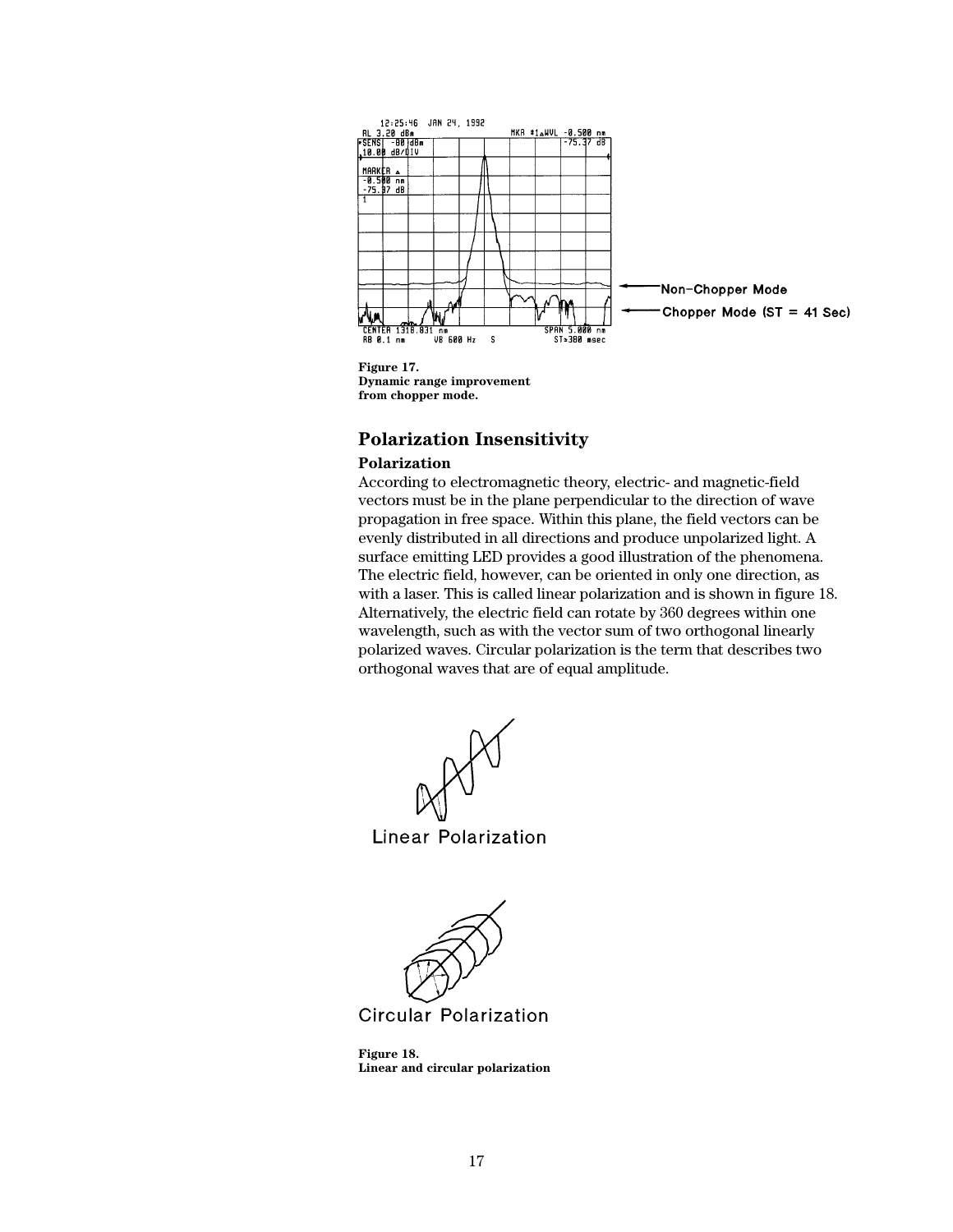Figure 17.
Dynamic range improvement from chopper mode.

## Polarization Insensitivity

### Polarization

According to electromagnetic theory, electric- and magnetic-field vectors must be in the plane perpendicular to the direction of wave propagation in free space. Within this plane, the field vectors can be evenly distributed in all directions and produce unpolarized light. A surface emitting LED provides a good illustration of the phenomena. The electric field, however, can be oriented in only one direction, as with a laser. This is called linear polarization and is shown in figure 18. Alternatively, the electric field can rotate by 360 degrees within one wavelength, such as with the vector sum of two orthogonal linearly polarized waves. Circular polarization is the term that describes two orthogonal waves that are of equal amplitude.

Figure 18.
Linear and circular polarization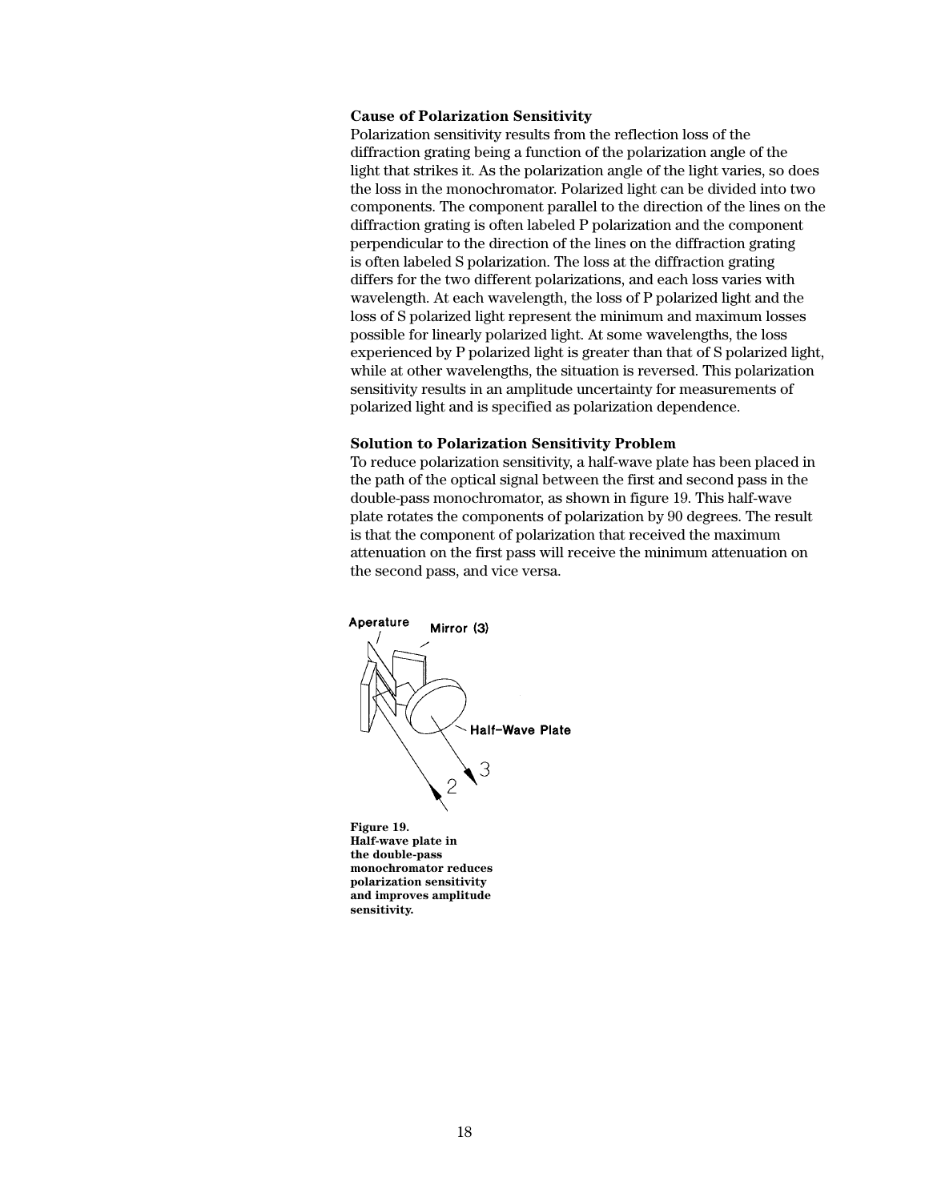**Cause of Polarization Sensitivity**

Polarization sensitivity results from the reflection loss of the diffraction grating being a function of the polarization angle of the light that strikes it. As the polarization angle of the light varies, so does the loss in the monochromator. Polarized light can be divided into two components. The component parallel to the direction of the lines on the diffraction grating is often labeled P polarization and the component perpendicular to the direction of the lines on the diffraction grating is often labeled S polarization. The loss at the diffraction grating differs for the two different polarizations, and each loss varies with wavelength. At each wavelength, the loss of P polarized light and the loss of S polarized light represent the minimum and maximum losses possible for linearly polarized light. At some wavelengths, the loss experienced by P polarized light is greater than that of S polarized light, while at other wavelengths, the situation is reversed. This polarization sensitivity results in an amplitude uncertainty for measurements of polarized light and is specified as polarization dependence.

**Solution to Polarization Sensitivity Problem**

To reduce polarization sensitivity, a half-wave plate has been placed in the path of the optical signal between the first and second pass in the double-pass monochromator, as shown in figure 19. This half-wave plate rotates the components of polarization by 90 degrees. The result is that the component of polarization that received the maximum attenuation on the first pass will receive the minimum attenuation on the second pass, and vice versa.

**Figure 19.**
**Half-wave plate in the double-pass monochromator reduces polarization sensitivity and improves amplitude sensitivity.**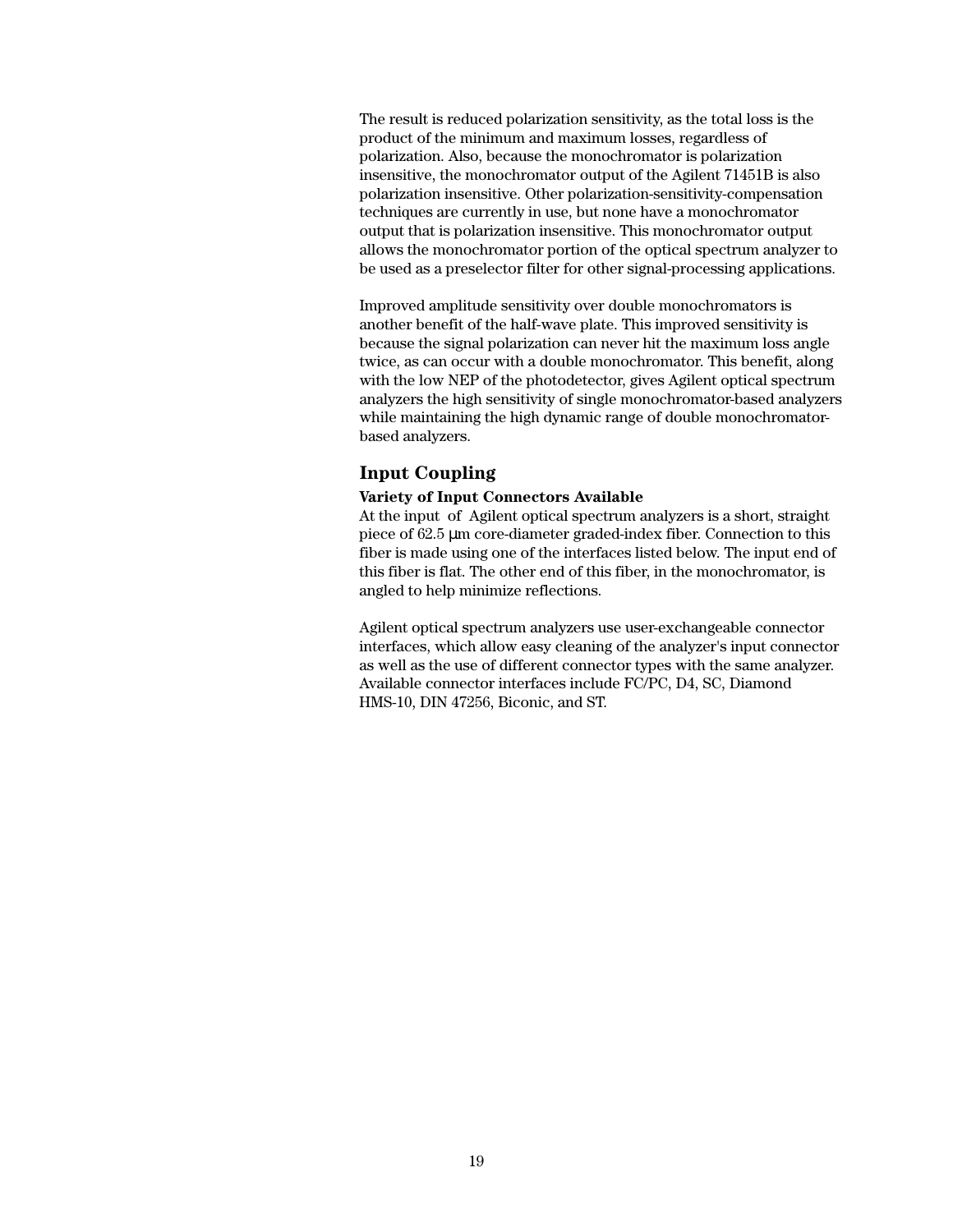The result is reduced polarization sensitivity, as the total loss is the product of the minimum and maximum losses, regardless of polarization. Also, because the monochromator is polarization insensitive, the monochromator output of the Agilent 71451B is also polarization insensitive. Other polarization-sensitivity-compensation techniques are currently in use, but none have a monochromator output that is polarization insensitive. This monochromator output allows the monochromator portion of the optical spectrum analyzer to be used as a preselector filter for other signal-processing applications.

Improved amplitude sensitivity over double monochromators is another benefit of the half-wave plate. This improved sensitivity is because the signal polarization can never hit the maximum loss angle twice, as can occur with a double monochromator. This benefit, along with the low NEP of the photodetector, gives Agilent optical spectrum analyzers the high sensitivity of single monochromator-based analyzers while maintaining the high dynamic range of double monochromator-based analyzers.

## Input Coupling

**Variety of Input Connectors Available**

At the input of Agilent optical spectrum analyzers is a short, straight piece of 62.5 μm core-diameter graded-index fiber. Connection to this fiber is made using one of the interfaces listed below. The input end of this fiber is flat. The other end of this fiber, in the monochromator, is angled to help minimize reflections.

Agilent optical spectrum analyzers use user-exchangeable connector interfaces, which allow easy cleaning of the analyzer's input connector as well as the use of different connector types with the same analyzer. Available connector interfaces include FC/PC, D4, SC, Diamond HMS-10, DIN 47256, Biconic, and ST.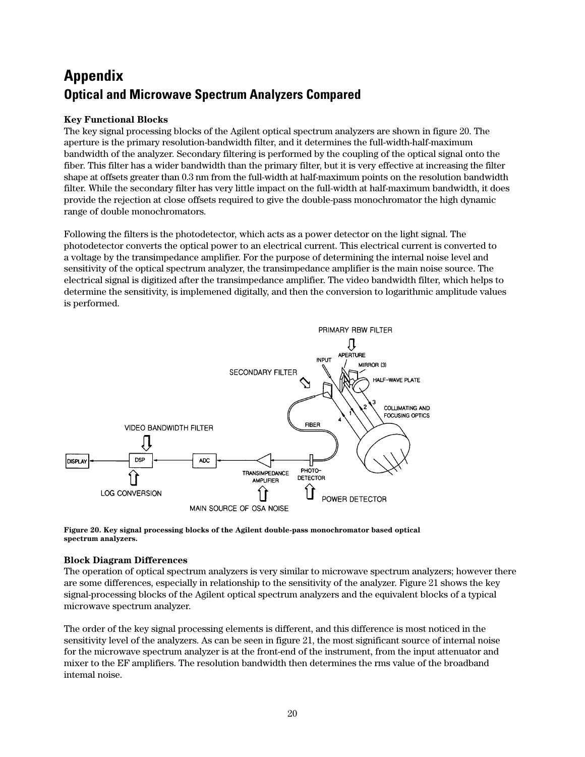# Appendix

## Optical and Microwave Spectrum Analyzers Compared

**Key Functional Blocks**

The key signal processing blocks of the Agilent optical spectrum analyzers are shown in figure 20. The aperture is the primary resolution-bandwidth filter, and it determines the full-width-half-maximum bandwidth of the analyzer. Secondary filtering is performed by the coupling of the optical signal onto the fiber. This filter has a wider bandwidth than the primary filter, but it is very effective at increasing the filter shape at offsets greater than 0.3 nm from the full-width at half-maximum points on the resolution bandwidth filter. While the secondary filter has very little impact on the full-width at half-maximum bandwidth, it does provide the rejection at close offsets required to give the double-pass monochromator the high dynamic range of double monochromators.

Following the filters is the photodetector, which acts as a power detector on the light signal. The photodetector converts the optical power to an electrical current. This electrical current is converted to a voltage by the transimpedance amplifier. For the purpose of determining the internal noise level and sensitivity of the optical spectrum analyzer, the transimpedance amplifier is the main noise source. The electrical signal is digitized after the transimpedance amplifier. The video bandwidth filter, which helps to determine the sensitivity, is implemened digitally, and then the conversion to logarithmic amplitude values is performed.

PRIMARY RBW FILTER

INPUT APERTURE MIRROR (3) HALF-WAVE PLATE

SECONDARY FILTER

COLLIMATING AND FOCUSING OPTICS

FIBER

VIDEO BANDWIDTH FILTER

DISPLAY DSP ADC TRANSIMPEDANCE AMPLIFIER PHOTO-DETECTOR

LOG CONVERSION

POWER DETECTOR

MAIN SOURCE OF OSA NOISE

**Figure 20. Key signal processing blocks of the Agilent double-pass monochromator based optical spectrum analyzers.**

**Block Diagram Differences**

The operation of optical spectrum analyzers is very similar to microwave spectrum analyzers; however there are some differences, especially in relationship to the sensitivity of the analyzer. Figure 21 shows the key signal-processing blocks of the Agilent optical spectrum analyzers and the equivalent blocks of a typical microwave spectrum analyzer.

The order of the key signal processing elements is different, and this difference is most noticed in the sensitivity level of the analyzers. As can be seen in figure 21, the most significant source of internal noise for the microwave spectrum analyzer is at the front-end of the instrument, from the input attenuator and mixer to the EF amplifiers. The resolution bandwidth then determines the rms value of the broadband intemal noise.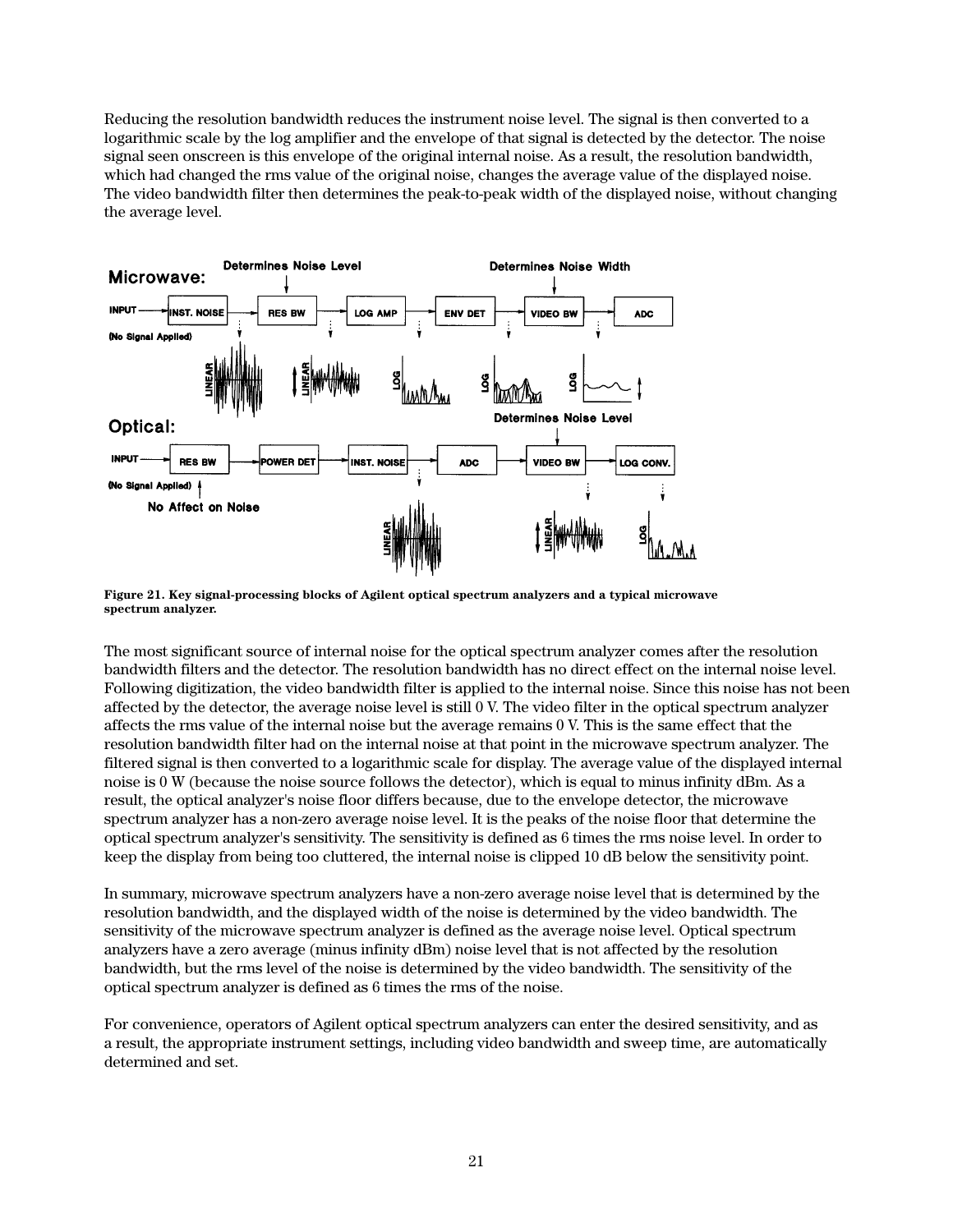Reducing the resolution bandwidth reduces the instrument noise level. The signal is then converted to a logarithmic scale by the log amplifier and the envelope of that signal is detected by the detector. The noise signal seen onscreen is this envelope of the original internal noise. As a result, the resolution bandwidth, which had changed the rms value of the original noise, changes the average value of the displayed noise. The video bandwidth filter then determines the peak-to-peak width of the displayed noise, without changing the average level.

**Figure 21. Key signal-processing blocks of Agilent optical spectrum analyzers and a typical microwave spectrum analyzer.**

The most significant source of internal noise for the optical spectrum analyzer comes after the resolution bandwidth filters and the detector. The resolution bandwidth has no direct effect on the internal noise level. Following digitization, the video bandwidth filter is applied to the internal noise. Since this noise has not been affected by the detector, the average noise level is still 0 V. The video filter in the optical spectrum analyzer affects the rms value of the internal noise but the average remains 0 V. This is the same effect that the resolution bandwidth filter had on the internal noise at that point in the microwave spectrum analyzer. The filtered signal is then converted to a logarithmic scale for display. The average value of the displayed internal noise is 0 W (because the noise source follows the detector), which is equal to minus infinity dBm. As a result, the optical analyzer's noise floor differs because, due to the envelope detector, the microwave spectrum analyzer has a non-zero average noise level. It is the peaks of the noise floor that determine the optical spectrum analyzer's sensitivity. The sensitivity is defined as 6 times the rms noise level. In order to keep the display from being too cluttered, the internal noise is clipped 10 dB below the sensitivity point.

In summary, microwave spectrum analyzers have a non-zero average noise level that is determined by the resolution bandwidth, and the displayed width of the noise is determined by the video bandwidth. The sensitivity of the microwave spectrum analyzer is defined as the average noise level. Optical spectrum analyzers have a zero average (minus infinity dBm) noise level that is not affected by the resolution bandwidth, but the rms level of the noise is determined by the video bandwidth. The sensitivity of the optical spectrum analyzer is defined as 6 times the rms of the noise.

For convenience, operators of Agilent optical spectrum analyzers can enter the desired sensitivity, and as a result, the appropriate instrument settings, including video bandwidth and sweep time, are automatically determined and set.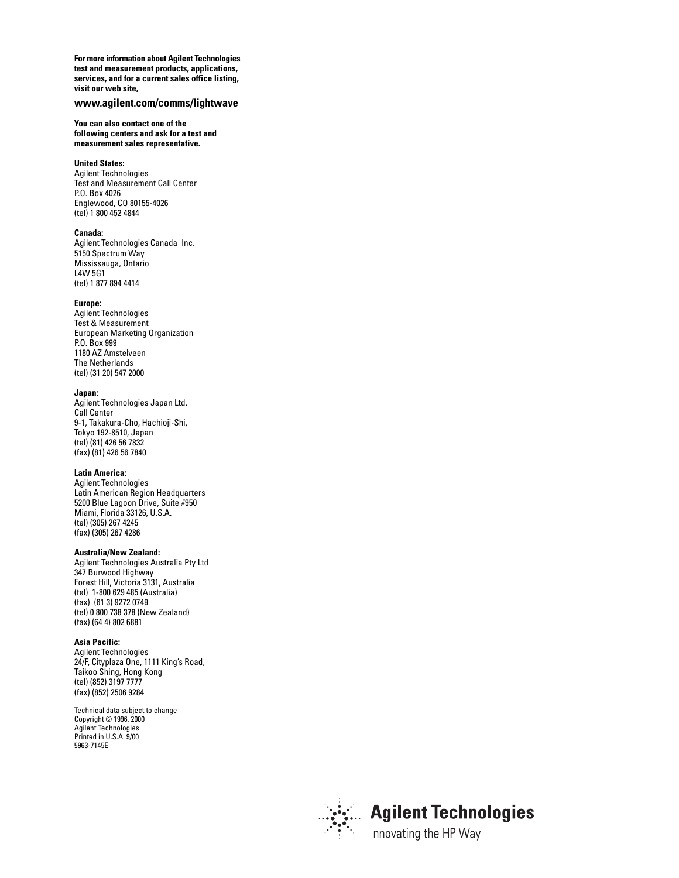**For more information about Agilent Technologies test and measurement products, applications, services, and for a current sales office listing, visit our web site,**

**www.agilent.com/comms/lightwave**

**You can also contact one of the following centers and ask for a test and measurement sales representative.**

**United States:**
Agilent Technologies
Test and Measurement Call Center
P.O. Box 4026
Englewood, CO 80155-4026
(tel) 1 800 452 4844

**Canada:**
Agilent Technologies Canada Inc.
5150 Spectrum Way
Mississauga, Ontario
L4W 5G1
(tel) 1 877 894 4414

**Europe:**
Agilent Technologies
Test & Measurement
European Marketing Organization
P.O. Box 999
1180 AZ Amstelveen
The Netherlands
(tel) (31 20) 547 2000

**Japan:**
Agilent Technologies Japan Ltd.
Call Center
9-1, Takakura-Cho, Hachioji-Shi,
Tokyo 192-8510, Japan
(tel) (81) 426 56 7832
(fax) (81) 426 56 7840

**Latin America:**
Agilent Technologies
Latin American Region Headquarters
5200 Blue Lagoon Drive, Suite #950
Miami, Florida 33126, U.S.A.
(tel) (305) 267 4245
(fax) (305) 267 4286

**Australia/New Zealand:**
Agilent Technologies Australia Pty Ltd
347 Burwood Highway
Forest Hill, Victoria 3131, Australia
(tel) 1-800 629 485 (Australia)
(fax) (61 3) 9272 0749
(tel) 0 800 738 378 (New Zealand)
(fax) (64 4) 802 6881

**Asia Pacific:**
Agilent Technologies
24/F, Cityplaza One, 1111 King's Road,
Taikoo Shing, Hong Kong
(tel) (852) 3197 7777
(fax) (852) 2506 9284

Technical data subject to change
Copyright © 1996, 2000
Agilent Technologies
Printed in U.S.A. 9/00
5963-7145E

**Agilent Technologies**
Innovating the HP Way